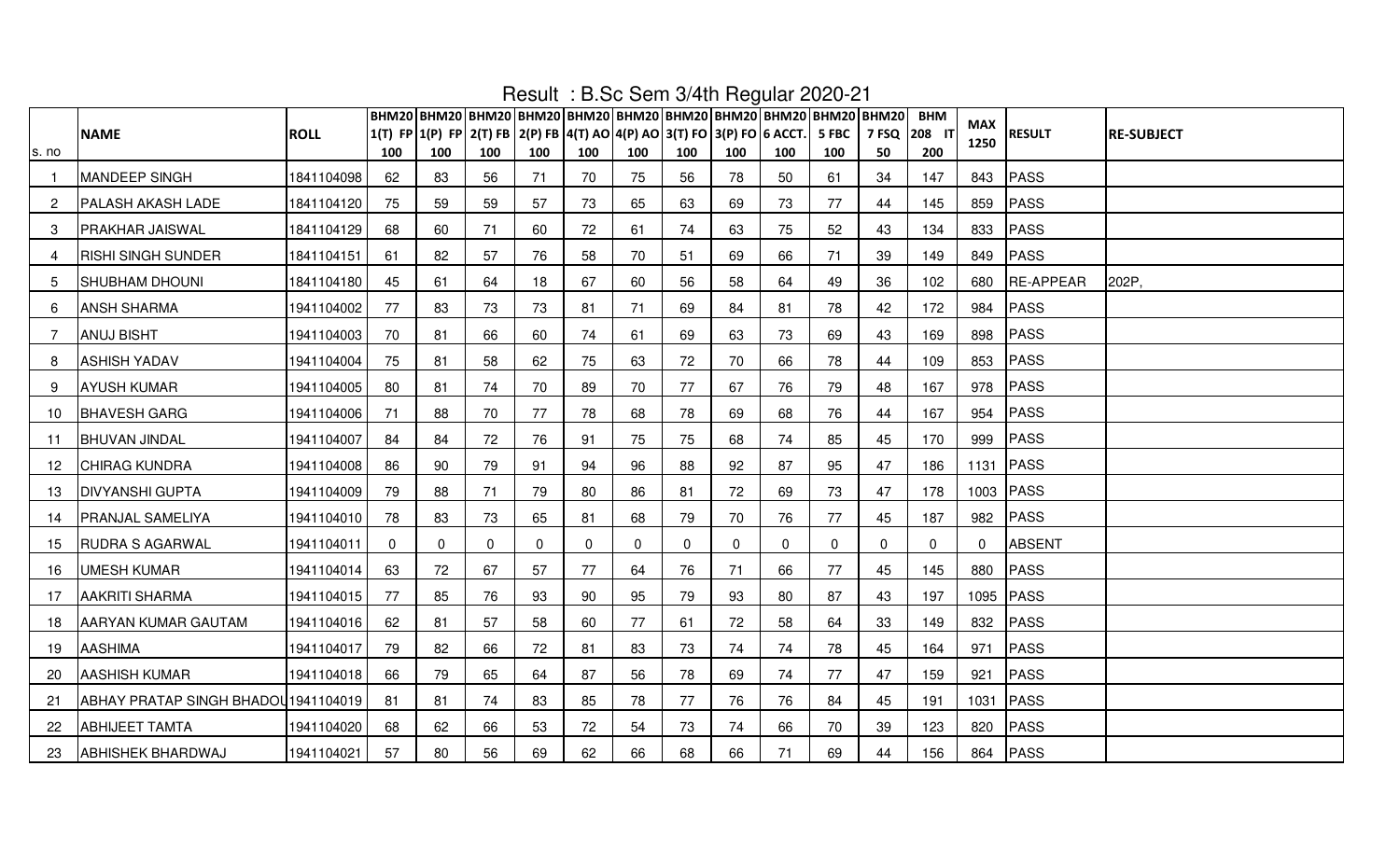# Result : B.Sc Sem 3/4th Regular 2020-21

| s. no | NAME | ROLL | BHM201(T) FP 100 | BHM201(P) FP 100 | BHM202(T) FB 100 | BHM202(P) FB 100 | BHM204(T) AO 100 | BHM204(P) AO 100 | BHM203(T) FO 100 | BHM203(P) FO 100 | BHM206 ACCT. 100 | BHM205 FBC 100 | BHM207 FSQ 50 | BHM208 IT 200 | MAX 1250 | RESULT | RE-SUBJECT |
|---|---|---|---|---|---|---|---|---|---|---|---|---|---|---|---|---|---|
| 1 | MANDEEP SINGH | 1841104098 | 62 | 83 | 56 | 71 | 70 | 75 | 56 | 78 | 50 | 61 | 34 | 147 | 843 | PASS | |
| 2 | PALASH AKASH LADE | 1841104120 | 75 | 59 | 59 | 57 | 73 | 65 | 63 | 69 | 73 | 77 | 44 | 145 | 859 | PASS | |
| 3 | PRAKHAR JAISWAL | 1841104129 | 68 | 60 | 71 | 60 | 72 | 61 | 74 | 63 | 75 | 52 | 43 | 134 | 833 | PASS | |
| 4 | RISHI SINGH SUNDER | 1841104151 | 61 | 82 | 57 | 76 | 58 | 70 | 51 | 69 | 66 | 71 | 39 | 149 | 849 | PASS | |
| 5 | SHUBHAM DHOUNI | 1841104180 | 45 | 61 | 64 | 18 | 67 | 60 | 56 | 58 | 64 | 49 | 36 | 102 | 680 | RE-APPEAR | 202P, |
| 6 | ANSH SHARMA | 1941104002 | 77 | 83 | 73 | 73 | 81 | 71 | 69 | 84 | 81 | 78 | 42 | 172 | 984 | PASS | |
| 7 | ANUJ BISHT | 1941104003 | 70 | 81 | 66 | 60 | 74 | 61 | 69 | 63 | 73 | 69 | 43 | 169 | 898 | PASS | |
| 8 | ASHISH YADAV | 1941104004 | 75 | 81 | 58 | 62 | 75 | 63 | 72 | 70 | 66 | 78 | 44 | 109 | 853 | PASS | |
| 9 | AYUSH KUMAR | 1941104005 | 80 | 81 | 74 | 70 | 89 | 70 | 77 | 67 | 76 | 79 | 48 | 167 | 978 | PASS | |
| 10 | BHAVESH GARG | 1941104006 | 71 | 88 | 70 | 77 | 78 | 68 | 78 | 69 | 68 | 76 | 44 | 167 | 954 | PASS | |
| 11 | BHUVAN JINDAL | 1941104007 | 84 | 84 | 72 | 76 | 91 | 75 | 75 | 68 | 74 | 85 | 45 | 170 | 999 | PASS | |
| 12 | CHIRAG KUNDRA | 1941104008 | 86 | 90 | 79 | 91 | 94 | 96 | 88 | 92 | 87 | 95 | 47 | 186 | 1131 | PASS | |
| 13 | DIVYANSHI GUPTA | 1941104009 | 79 | 88 | 71 | 79 | 80 | 86 | 81 | 72 | 69 | 73 | 47 | 178 | 1003 | PASS | |
| 14 | PRANJAL SAMELIYA | 1941104010 | 78 | 83 | 73 | 65 | 81 | 68 | 79 | 70 | 76 | 77 | 45 | 187 | 982 | PASS | |
| 15 | RUDRA S AGARWAL | 1941104011 | 0 | 0 | 0 | 0 | 0 | 0 | 0 | 0 | 0 | 0 | 0 | 0 | 0 | ABSENT | |
| 16 | UMESH KUMAR | 1941104014 | 63 | 72 | 67 | 57 | 77 | 64 | 76 | 71 | 66 | 77 | 45 | 145 | 880 | PASS | |
| 17 | AAKRITI SHARMA | 1941104015 | 77 | 85 | 76 | 93 | 90 | 95 | 79 | 93 | 80 | 87 | 43 | 197 | 1095 | PASS | |
| 18 | AARYAN KUMAR GAUTAM | 1941104016 | 62 | 81 | 57 | 58 | 60 | 77 | 61 | 72 | 58 | 64 | 33 | 149 | 832 | PASS | |
| 19 | AASHIMA | 1941104017 | 79 | 82 | 66 | 72 | 81 | 83 | 73 | 74 | 74 | 78 | 45 | 164 | 971 | PASS | |
| 20 | AASHISH KUMAR | 1941104018 | 66 | 79 | 65 | 64 | 87 | 56 | 78 | 69 | 74 | 77 | 47 | 159 | 921 | PASS | |
| 21 | ABHAY PRATAP SINGH BHADOU | 1941104019 | 81 | 81 | 74 | 83 | 85 | 78 | 77 | 76 | 76 | 84 | 45 | 191 | 1031 | PASS | |
| 22 | ABHIJEET TAMTA | 1941104020 | 68 | 62 | 66 | 53 | 72 | 54 | 73 | 74 | 66 | 70 | 39 | 123 | 820 | PASS | |
| 23 | ABHISHEK BHARDWAJ | 1941104021 | 57 | 80 | 56 | 69 | 62 | 66 | 68 | 66 | 71 | 69 | 44 | 156 | 864 | PASS | |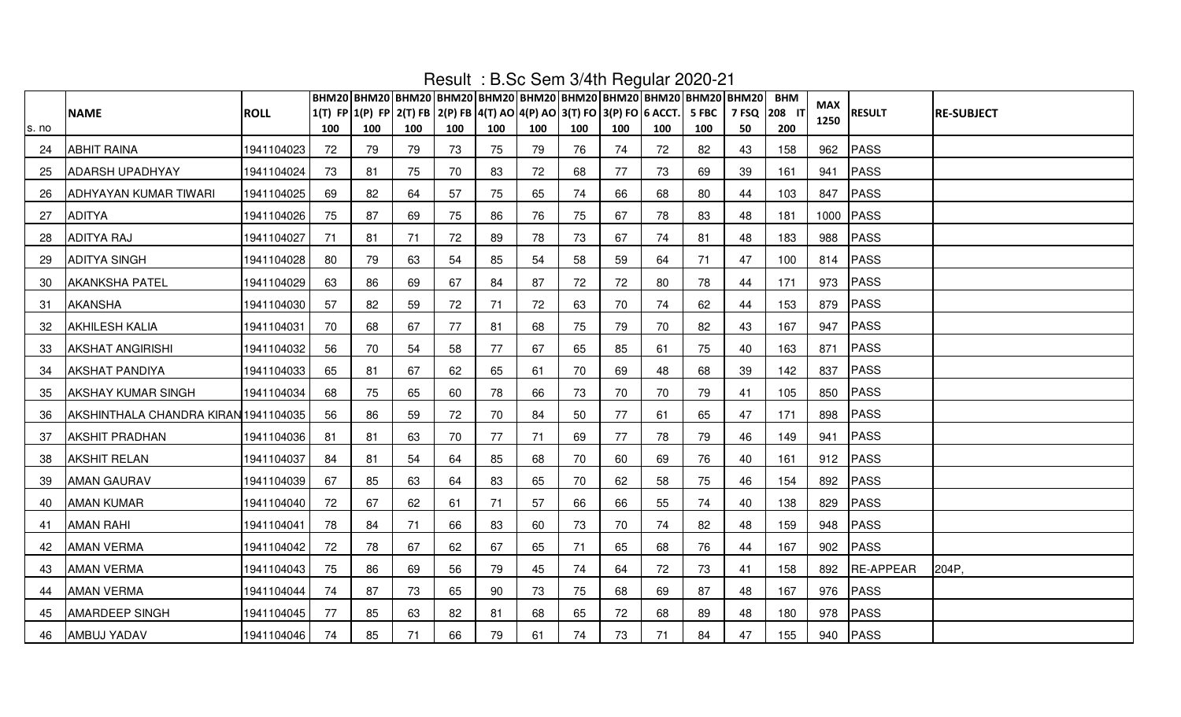Result : B.Sc Sem 3/4th Regular 2020-21

| s. no | NAME | ROLL | BHM20 1(T) FP 100 | BHM20 1(P) FP 100 | BHM20 2(T) FB 100 | BHM20 2(P) FB 100 | BHM20 4(T) AO 100 | BHM20 4(P) AO 100 | BHM20 3(T) FO 100 | BHM20 3(P) FO 100 | BHM20 6 ACCT. 100 | BHM20 5 FBC 100 | BHM20 7 FSQ 50 | BHM 208 IT 200 | MAX 1250 | RESULT | RE-SUBJECT |
|---|---|---|---|---|---|---|---|---|---|---|---|---|---|---|---|---|---|
| 24 | ABHIT RAINA | 1941104023 | 72 | 79 | 79 | 73 | 75 | 79 | 76 | 74 | 72 | 82 | 43 | 158 | 962 | PASS | |
| 25 | ADARSH UPADHYAY | 1941104024 | 73 | 81 | 75 | 70 | 83 | 72 | 68 | 77 | 73 | 69 | 39 | 161 | 941 | PASS | |
| 26 | ADHYAYAN KUMAR TIWARI | 1941104025 | 69 | 82 | 64 | 57 | 75 | 65 | 74 | 66 | 68 | 80 | 44 | 103 | 847 | PASS | |
| 27 | ADITYA | 1941104026 | 75 | 87 | 69 | 75 | 86 | 76 | 75 | 67 | 78 | 83 | 48 | 181 | 1000 | PASS | |
| 28 | ADITYA RAJ | 1941104027 | 71 | 81 | 71 | 72 | 89 | 78 | 73 | 67 | 74 | 81 | 48 | 183 | 988 | PASS | |
| 29 | ADITYA SINGH | 1941104028 | 80 | 79 | 63 | 54 | 85 | 54 | 58 | 59 | 64 | 71 | 47 | 100 | 814 | PASS | |
| 30 | AKANKSHA PATEL | 1941104029 | 63 | 86 | 69 | 67 | 84 | 87 | 72 | 72 | 80 | 78 | 44 | 171 | 973 | PASS | |
| 31 | AKANSHA | 1941104030 | 57 | 82 | 59 | 72 | 71 | 72 | 63 | 70 | 74 | 62 | 44 | 153 | 879 | PASS | |
| 32 | AKHILESH KALIA | 1941104031 | 70 | 68 | 67 | 77 | 81 | 68 | 75 | 79 | 70 | 82 | 43 | 167 | 947 | PASS | |
| 33 | AKSHAT ANGIRISHI | 1941104032 | 56 | 70 | 54 | 58 | 77 | 67 | 65 | 85 | 61 | 75 | 40 | 163 | 871 | PASS | |
| 34 | AKSHAT PANDIYA | 1941104033 | 65 | 81 | 67 | 62 | 65 | 61 | 70 | 69 | 48 | 68 | 39 | 142 | 837 | PASS | |
| 35 | AKSHAY KUMAR SINGH | 1941104034 | 68 | 75 | 65 | 60 | 78 | 66 | 73 | 70 | 70 | 79 | 41 | 105 | 850 | PASS | |
| 36 | AKSHINTHALA CHANDRA KIRAN | 1941104035 | 56 | 86 | 59 | 72 | 70 | 84 | 50 | 77 | 61 | 65 | 47 | 171 | 898 | PASS | |
| 37 | AKSHIT PRADHAN | 1941104036 | 81 | 81 | 63 | 70 | 77 | 71 | 69 | 77 | 78 | 79 | 46 | 149 | 941 | PASS | |
| 38 | AKSHIT RELAN | 1941104037 | 84 | 81 | 54 | 64 | 85 | 68 | 70 | 60 | 69 | 76 | 40 | 161 | 912 | PASS | |
| 39 | AMAN GAURAV | 1941104039 | 67 | 85 | 63 | 64 | 83 | 65 | 70 | 62 | 58 | 75 | 46 | 154 | 892 | PASS | |
| 40 | AMAN KUMAR | 1941104040 | 72 | 67 | 62 | 61 | 71 | 57 | 66 | 66 | 55 | 74 | 40 | 138 | 829 | PASS | |
| 41 | AMAN RAHI | 1941104041 | 78 | 84 | 71 | 66 | 83 | 60 | 73 | 70 | 74 | 82 | 48 | 159 | 948 | PASS | |
| 42 | AMAN VERMA | 1941104042 | 72 | 78 | 67 | 62 | 67 | 65 | 71 | 65 | 68 | 76 | 44 | 167 | 902 | PASS | |
| 43 | AMAN VERMA | 1941104043 | 75 | 86 | 69 | 56 | 79 | 45 | 74 | 64 | 72 | 73 | 41 | 158 | 892 | RE-APPEAR | 204P, |
| 44 | AMAN VERMA | 1941104044 | 74 | 87 | 73 | 65 | 90 | 73 | 75 | 68 | 69 | 87 | 48 | 167 | 976 | PASS | |
| 45 | AMARDEEP SINGH | 1941104045 | 77 | 85 | 63 | 82 | 81 | 68 | 65 | 72 | 68 | 89 | 48 | 180 | 978 | PASS | |
| 46 | AMBUJ YADAV | 1941104046 | 74 | 85 | 71 | 66 | 79 | 61 | 74 | 73 | 71 | 84 | 47 | 155 | 940 | PASS | |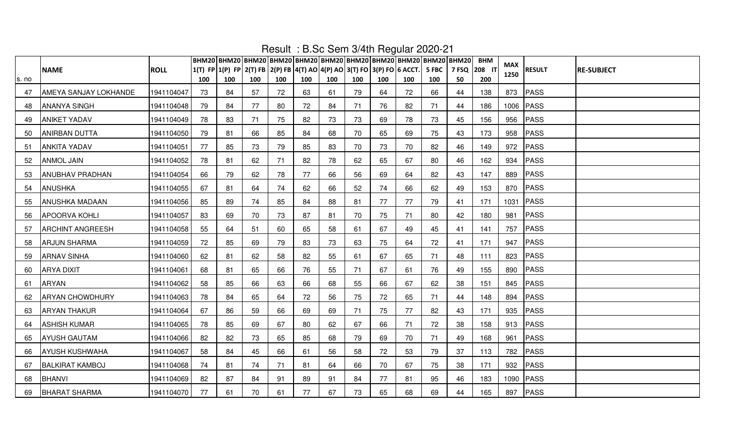# Result : B.Sc Sem 3/4th Regular 2020-21

| s. no | NAME | ROLL | BHM20 1(T) FP 100 | BHM20 1(P) FP 100 | BHM20 2(T) FB 100 | BHM20 2(P) FB 100 | BHM20 4(T) AO 100 | BHM20 4(P) AO 100 | BHM20 3(T) FO 100 | BHM20 3(P) FO 100 | BHM20 6 ACCT. 100 | BHM20 5 FBC 100 | BHM20 7 FSQ 50 | BHM 208 IT 200 | MAX 1250 | RESULT | RE-SUBJECT |
|---|---|---|---|---|---|---|---|---|---|---|---|---|---|---|---|---|---|
| 47 | AMEYA SANJAY LOKHANDE | 1941104047 | 73 | 84 | 57 | 72 | 63 | 61 | 79 | 64 | 72 | 66 | 44 | 138 | 873 | PASS | |
| 48 | ANANYA SINGH | 1941104048 | 79 | 84 | 77 | 80 | 72 | 84 | 71 | 76 | 82 | 71 | 44 | 186 | 1006 | PASS | |
| 49 | ANIKET YADAV | 1941104049 | 78 | 83 | 71 | 75 | 82 | 73 | 73 | 69 | 78 | 73 | 45 | 156 | 956 | PASS | |
| 50 | ANIRBAN DUTTA | 1941104050 | 79 | 81 | 66 | 85 | 84 | 68 | 70 | 65 | 69 | 75 | 43 | 173 | 958 | PASS | |
| 51 | ANKITA YADAV | 1941104051 | 77 | 85 | 73 | 79 | 85 | 83 | 70 | 73 | 70 | 82 | 46 | 149 | 972 | PASS | |
| 52 | ANMOL JAIN | 1941104052 | 78 | 81 | 62 | 71 | 82 | 78 | 62 | 65 | 67 | 80 | 46 | 162 | 934 | PASS | |
| 53 | ANUBHAV PRADHAN | 1941104054 | 66 | 79 | 62 | 78 | 77 | 66 | 56 | 69 | 64 | 82 | 43 | 147 | 889 | PASS | |
| 54 | ANUSHKA | 1941104055 | 67 | 81 | 64 | 74 | 62 | 66 | 52 | 74 | 66 | 62 | 49 | 153 | 870 | PASS | |
| 55 | ANUSHKA MADAAN | 1941104056 | 85 | 89 | 74 | 85 | 84 | 88 | 81 | 77 | 77 | 79 | 41 | 171 | 1031 | PASS | |
| 56 | APOORVA KOHLI | 1941104057 | 83 | 69 | 70 | 73 | 87 | 81 | 70 | 75 | 71 | 80 | 42 | 180 | 981 | PASS | |
| 57 | ARCHINT ANGREESH | 1941104058 | 55 | 64 | 51 | 60 | 65 | 58 | 61 | 67 | 49 | 45 | 41 | 141 | 757 | PASS | |
| 58 | ARJUN SHARMA | 1941104059 | 72 | 85 | 69 | 79 | 83 | 73 | 63 | 75 | 64 | 72 | 41 | 171 | 947 | PASS | |
| 59 | ARNAV SINHA | 1941104060 | 62 | 81 | 62 | 58 | 82 | 55 | 61 | 67 | 65 | 71 | 48 | 111 | 823 | PASS | |
| 60 | ARYA DIXIT | 1941104061 | 68 | 81 | 65 | 66 | 76 | 55 | 71 | 67 | 61 | 76 | 49 | 155 | 890 | PASS | |
| 61 | ARYAN | 1941104062 | 58 | 85 | 66 | 63 | 66 | 68 | 55 | 66 | 67 | 62 | 38 | 151 | 845 | PASS | |
| 62 | ARYAN CHOWDHURY | 1941104063 | 78 | 84 | 65 | 64 | 72 | 56 | 75 | 72 | 65 | 71 | 44 | 148 | 894 | PASS | |
| 63 | ARYAN THAKUR | 1941104064 | 67 | 86 | 59 | 66 | 69 | 69 | 71 | 75 | 77 | 82 | 43 | 171 | 935 | PASS | |
| 64 | ASHISH KUMAR | 1941104065 | 78 | 85 | 69 | 67 | 80 | 62 | 67 | 66 | 71 | 72 | 38 | 158 | 913 | PASS | |
| 65 | AYUSH GAUTAM | 1941104066 | 82 | 82 | 73 | 65 | 85 | 68 | 79 | 69 | 70 | 71 | 49 | 168 | 961 | PASS | |
| 66 | AYUSH KUSHWAHA | 1941104067 | 58 | 84 | 45 | 66 | 61 | 56 | 58 | 72 | 53 | 79 | 37 | 113 | 782 | PASS | |
| 67 | BALKIRAT KAMBOJ | 1941104068 | 74 | 81 | 74 | 71 | 81 | 64 | 66 | 70 | 67 | 75 | 38 | 171 | 932 | PASS | |
| 68 | BHANVI | 1941104069 | 82 | 87 | 84 | 91 | 89 | 91 | 84 | 77 | 81 | 95 | 46 | 183 | 1090 | PASS | |
| 69 | BHARAT SHARMA | 1941104070 | 77 | 61 | 70 | 61 | 77 | 67 | 73 | 65 | 68 | 69 | 44 | 165 | 897 | PASS | |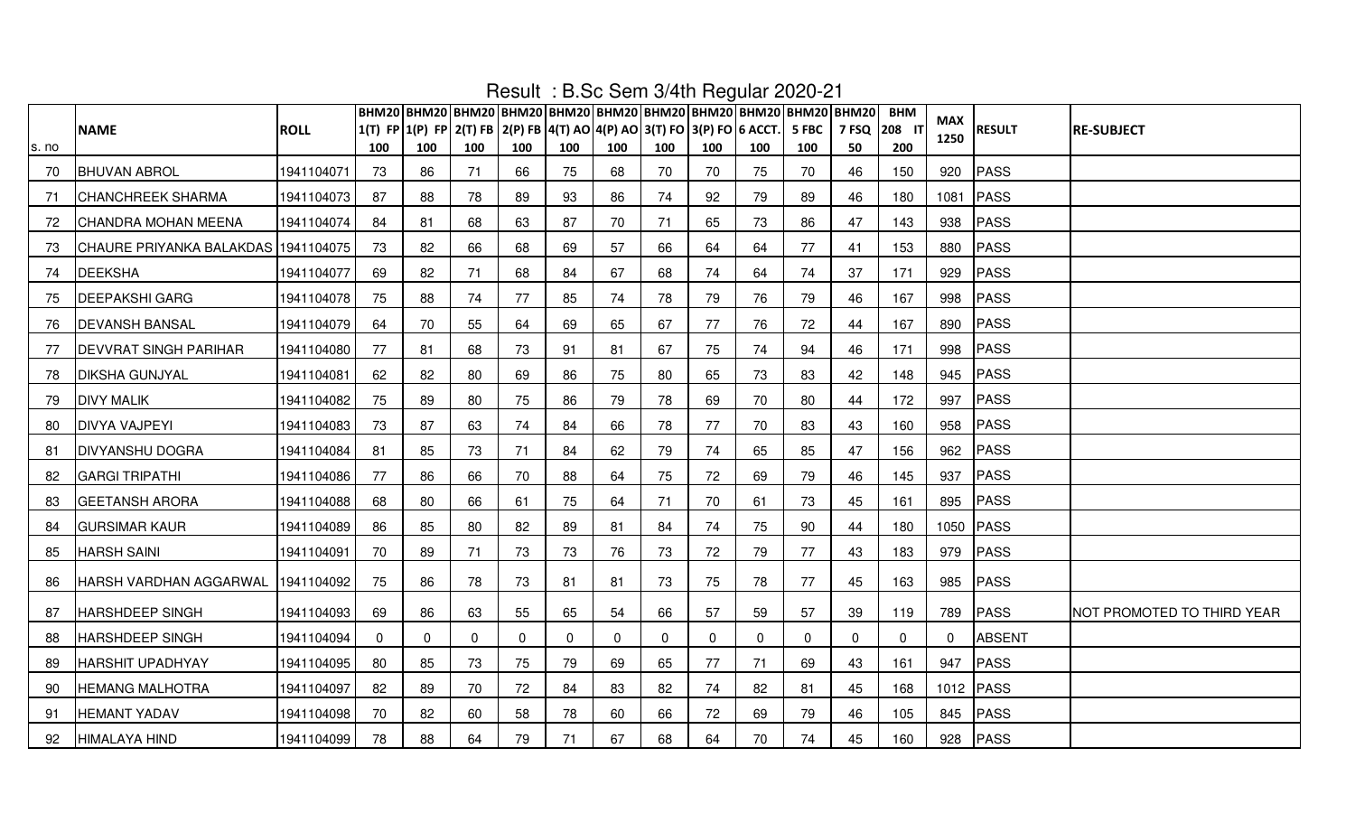# Result : B.Sc Sem 3/4th Regular 2020-21

| s. no | NAME | ROLL | BHM20 1(T) FP 100 | BHM20 1(P) FP 100 | BHM20 2(T) FB 100 | BHM20 2(P) FB 100 | BHM20 4(T) AO 100 | BHM20 4(P) AO 100 | BHM20 3(T) FO 100 | BHM20 3(P) FO 100 | BHM20 6 ACCT. 100 | BHM20 5 FBC 100 | BHM20 7 FSQ 50 | BHM 208 IT 200 | MAX 1250 | RESULT | RE-SUBJECT |
|---|---|---|---|---|---|---|---|---|---|---|---|---|---|---|---|---|---|
| 70 | BHUVAN ABROL | 1941104071 | 73 | 86 | 71 | 66 | 75 | 68 | 70 | 70 | 75 | 70 | 46 | 150 | 920 | PASS | |
| 71 | CHANCHREEK SHARMA | 1941104073 | 87 | 88 | 78 | 89 | 93 | 86 | 74 | 92 | 79 | 89 | 46 | 180 | 1081 | PASS | |
| 72 | CHANDRA MOHAN MEENA | 1941104074 | 84 | 81 | 68 | 63 | 87 | 70 | 71 | 65 | 73 | 86 | 47 | 143 | 938 | PASS | |
| 73 | CHAURE PRIYANKA BALAKDAS | 1941104075 | 73 | 82 | 66 | 68 | 69 | 57 | 66 | 64 | 64 | 77 | 41 | 153 | 880 | PASS | |
| 74 | DEEKSHA | 1941104077 | 69 | 82 | 71 | 68 | 84 | 67 | 68 | 74 | 64 | 74 | 37 | 171 | 929 | PASS | |
| 75 | DEEPAKSHI GARG | 1941104078 | 75 | 88 | 74 | 77 | 85 | 74 | 78 | 79 | 76 | 79 | 46 | 167 | 998 | PASS | |
| 76 | DEVANSH BANSAL | 1941104079 | 64 | 70 | 55 | 64 | 69 | 65 | 67 | 77 | 76 | 72 | 44 | 167 | 890 | PASS | |
| 77 | DEVVRAT SINGH PARIHAR | 1941104080 | 77 | 81 | 68 | 73 | 91 | 81 | 67 | 75 | 74 | 94 | 46 | 171 | 998 | PASS | |
| 78 | DIKSHA GUNJYAL | 1941104081 | 62 | 82 | 80 | 69 | 86 | 75 | 80 | 65 | 73 | 83 | 42 | 148 | 945 | PASS | |
| 79 | DIVY MALIK | 1941104082 | 75 | 89 | 80 | 75 | 86 | 79 | 78 | 69 | 70 | 80 | 44 | 172 | 997 | PASS | |
| 80 | DIVYA VAJPEYI | 1941104083 | 73 | 87 | 63 | 74 | 84 | 66 | 78 | 77 | 70 | 83 | 43 | 160 | 958 | PASS | |
| 81 | DIVYANSHU DOGRA | 1941104084 | 81 | 85 | 73 | 71 | 84 | 62 | 79 | 74 | 65 | 85 | 47 | 156 | 962 | PASS | |
| 82 | GARGI TRIPATHI | 1941104086 | 77 | 86 | 66 | 70 | 88 | 64 | 75 | 72 | 69 | 79 | 46 | 145 | 937 | PASS | |
| 83 | GEETANSH ARORA | 1941104088 | 68 | 80 | 66 | 61 | 75 | 64 | 71 | 70 | 61 | 73 | 45 | 161 | 895 | PASS | |
| 84 | GURSIMAR KAUR | 1941104089 | 86 | 85 | 80 | 82 | 89 | 81 | 84 | 74 | 75 | 90 | 44 | 180 | 1050 | PASS | |
| 85 | HARSH SAINI | 1941104091 | 70 | 89 | 71 | 73 | 73 | 76 | 73 | 72 | 79 | 77 | 43 | 183 | 979 | PASS | |
| 86 | HARSH VARDHAN AGGARWAL | 1941104092 | 75 | 86 | 78 | 73 | 81 | 81 | 73 | 75 | 78 | 77 | 45 | 163 | 985 | PASS | |
| 87 | HARSHDEEP SINGH | 1941104093 | 69 | 86 | 63 | 55 | 65 | 54 | 66 | 57 | 59 | 57 | 39 | 119 | 789 | PASS | NOT PROMOTED TO THIRD YEAR |
| 88 | HARSHDEEP SINGH | 1941104094 | 0 | 0 | 0 | 0 | 0 | 0 | 0 | 0 | 0 | 0 | 0 | 0 | 0 | ABSENT | |
| 89 | HARSHIT UPADHYAY | 1941104095 | 80 | 85 | 73 | 75 | 79 | 69 | 65 | 77 | 71 | 69 | 43 | 161 | 947 | PASS | |
| 90 | HEMANG MALHOTRA | 1941104097 | 82 | 89 | 70 | 72 | 84 | 83 | 82 | 74 | 82 | 81 | 45 | 168 | 1012 | PASS | |
| 91 | HEMANT YADAV | 1941104098 | 70 | 82 | 60 | 58 | 78 | 60 | 66 | 72 | 69 | 79 | 46 | 105 | 845 | PASS | |
| 92 | HIMALAYA HIND | 1941104099 | 78 | 88 | 64 | 79 | 71 | 67 | 68 | 64 | 70 | 74 | 45 | 160 | 928 | PASS | |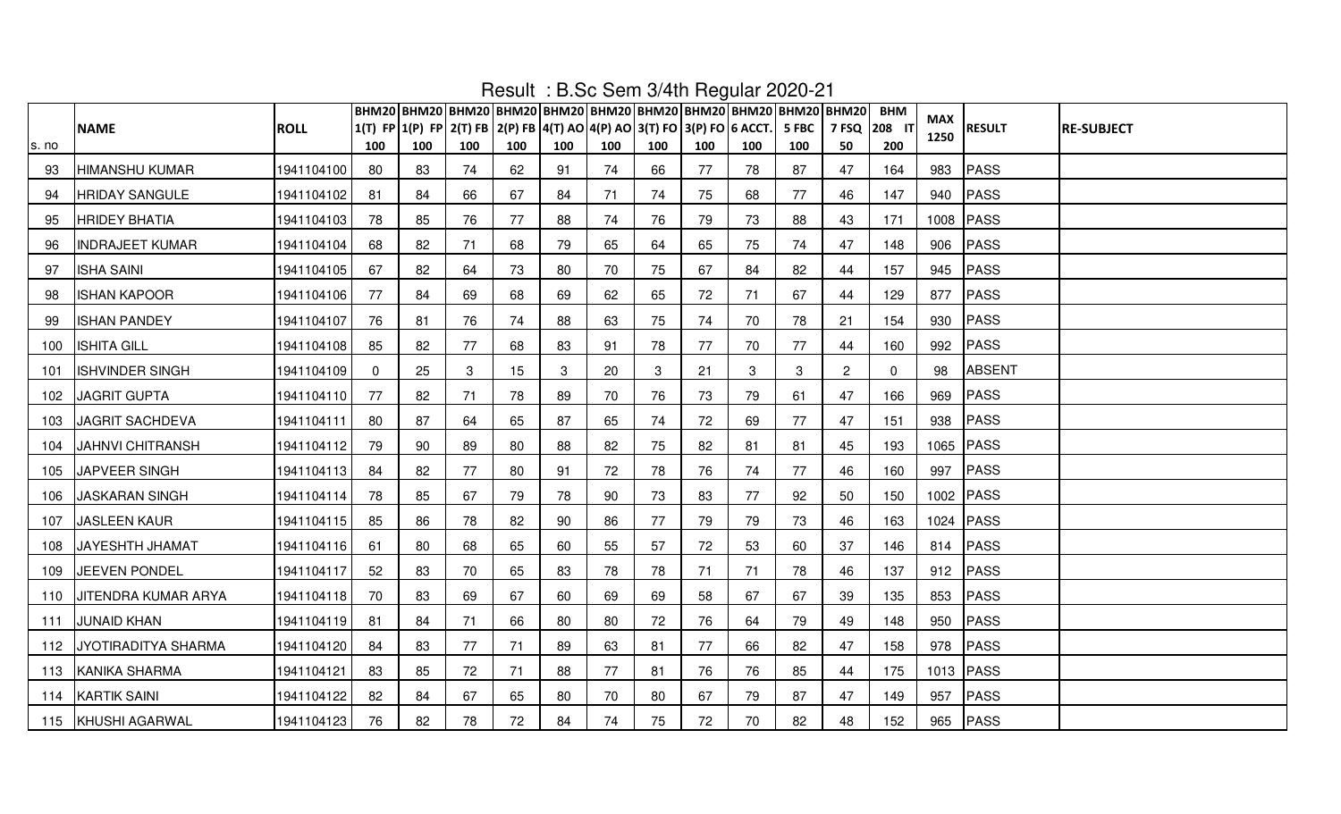# Result : B.Sc Sem 3/4th Regular 2020-21

| s. no | NAME | ROLL | BHM20 1(T) FP 100 | BHM20 1(P) FP 100 | BHM20 2(T) FB 100 | BHM20 2(P) FB 100 | BHM20 4(T) AO 100 | BHM20 4(P) AO 100 | BHM20 3(T) FO 100 | BHM20 3(P) FO 100 | BHM20 6 ACCT. 100 | BHM20 5 FBC 100 | BHM20 7 FSQ 50 | BHM 208 IT 200 | MAX 1250 | RESULT | RE-SUBJECT |
|---|---|---|---|---|---|---|---|---|---|---|---|---|---|---|---|---|---|
| 93 | HIMANSHU KUMAR | 1941104100 | 80 | 83 | 74 | 62 | 91 | 74 | 66 | 77 | 78 | 87 | 47 | 164 | 983 | PASS | |
| 94 | HRIDAY SANGULE | 1941104102 | 81 | 84 | 66 | 67 | 84 | 71 | 74 | 75 | 68 | 77 | 46 | 147 | 940 | PASS | |
| 95 | HRIDEY BHATIA | 1941104103 | 78 | 85 | 76 | 77 | 88 | 74 | 76 | 79 | 73 | 88 | 43 | 171 | 1008 | PASS | |
| 96 | INDRAJEET KUMAR | 1941104104 | 68 | 82 | 71 | 68 | 79 | 65 | 64 | 65 | 75 | 74 | 47 | 148 | 906 | PASS | |
| 97 | ISHA SAINI | 1941104105 | 67 | 82 | 64 | 73 | 80 | 70 | 75 | 67 | 84 | 82 | 44 | 157 | 945 | PASS | |
| 98 | ISHAN KAPOOR | 1941104106 | 77 | 84 | 69 | 68 | 69 | 62 | 65 | 72 | 71 | 67 | 44 | 129 | 877 | PASS | |
| 99 | ISHAN PANDEY | 1941104107 | 76 | 81 | 76 | 74 | 88 | 63 | 75 | 74 | 70 | 78 | 21 | 154 | 930 | PASS | |
| 100 | ISHITA GILL | 1941104108 | 85 | 82 | 77 | 68 | 83 | 91 | 78 | 77 | 70 | 77 | 44 | 160 | 992 | PASS | |
| 101 | ISHVINDER SINGH | 1941104109 | 0 | 25 | 3 | 15 | 3 | 20 | 3 | 21 | 3 | 3 | 2 | 0 | 98 | ABSENT | |
| 102 | JAGRIT GUPTA | 1941104110 | 77 | 82 | 71 | 78 | 89 | 70 | 76 | 73 | 79 | 61 | 47 | 166 | 969 | PASS | |
| 103 | JAGRIT SACHDEVA | 1941104111 | 80 | 87 | 64 | 65 | 87 | 65 | 74 | 72 | 69 | 77 | 47 | 151 | 938 | PASS | |
| 104 | JAHNVI CHITRANSH | 1941104112 | 79 | 90 | 89 | 80 | 88 | 82 | 75 | 82 | 81 | 81 | 45 | 193 | 1065 | PASS | |
| 105 | JAPVEER SINGH | 1941104113 | 84 | 82 | 77 | 80 | 91 | 72 | 78 | 76 | 74 | 77 | 46 | 160 | 997 | PASS | |
| 106 | JASKARAN SINGH | 1941104114 | 78 | 85 | 67 | 79 | 78 | 90 | 73 | 83 | 77 | 92 | 50 | 150 | 1002 | PASS | |
| 107 | JASLEEN KAUR | 1941104115 | 85 | 86 | 78 | 82 | 90 | 86 | 77 | 79 | 79 | 73 | 46 | 163 | 1024 | PASS | |
| 108 | JAYESHTH JHAMAT | 1941104116 | 61 | 80 | 68 | 65 | 60 | 55 | 57 | 72 | 53 | 60 | 37 | 146 | 814 | PASS | |
| 109 | JEEVEN PONDEL | 1941104117 | 52 | 83 | 70 | 65 | 83 | 78 | 78 | 71 | 71 | 78 | 46 | 137 | 912 | PASS | |
| 110 | JITENDRA KUMAR ARYA | 1941104118 | 70 | 83 | 69 | 67 | 60 | 69 | 69 | 58 | 67 | 67 | 39 | 135 | 853 | PASS | |
| 111 | JUNAID KHAN | 1941104119 | 81 | 84 | 71 | 66 | 80 | 80 | 72 | 76 | 64 | 79 | 49 | 148 | 950 | PASS | |
| 112 | JYOTIRADITYA SHARMA | 1941104120 | 84 | 83 | 77 | 71 | 89 | 63 | 81 | 77 | 66 | 82 | 47 | 158 | 978 | PASS | |
| 113 | KANIKA SHARMA | 1941104121 | 83 | 85 | 72 | 71 | 88 | 77 | 81 | 76 | 76 | 85 | 44 | 175 | 1013 | PASS | |
| 114 | KARTIK SAINI | 1941104122 | 82 | 84 | 67 | 65 | 80 | 70 | 80 | 67 | 79 | 87 | 47 | 149 | 957 | PASS | |
| 115 | KHUSHI AGARWAL | 1941104123 | 76 | 82 | 78 | 72 | 84 | 74 | 75 | 72 | 70 | 82 | 48 | 152 | 965 | PASS | |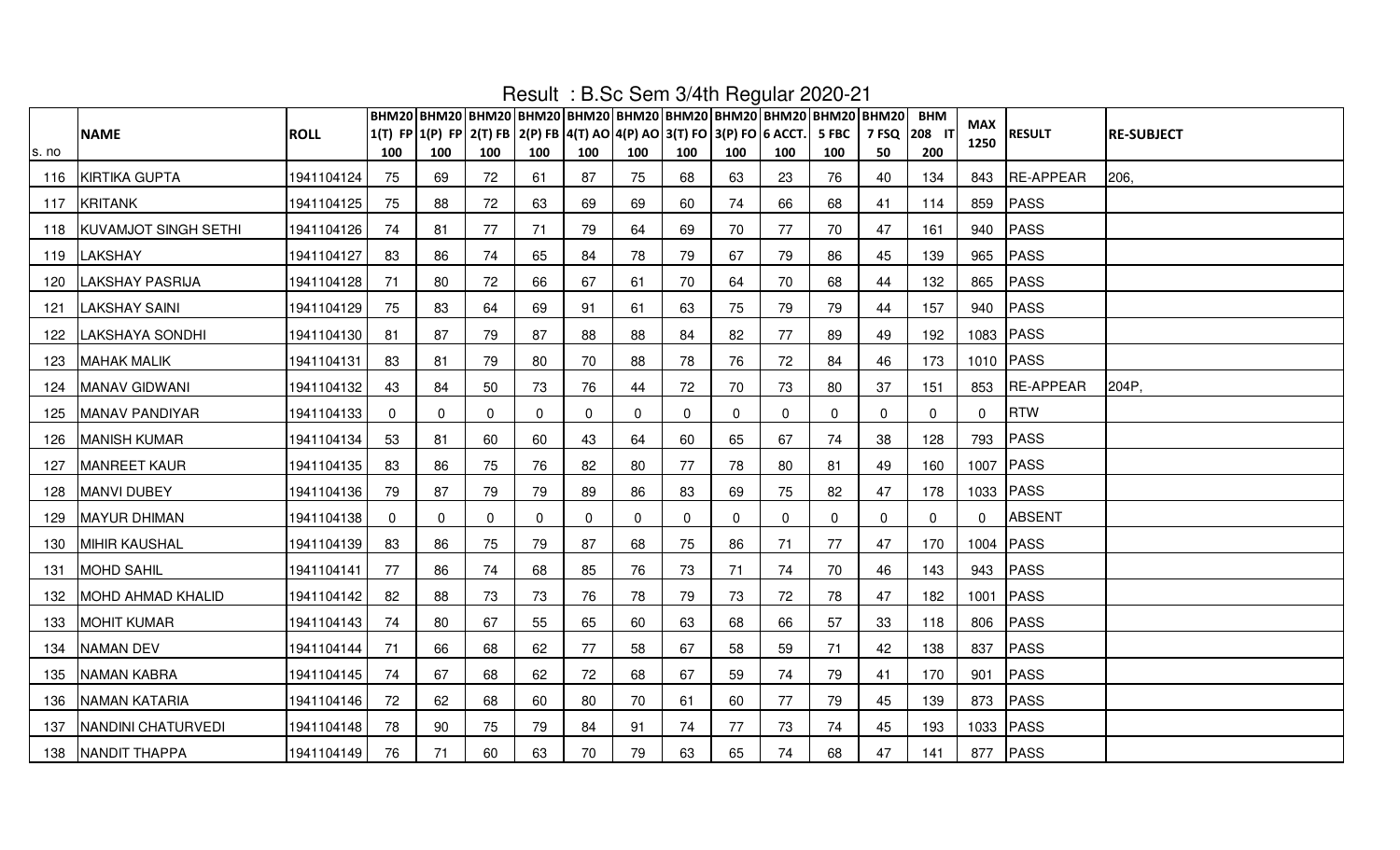# Result : B.Sc Sem 3/4th Regular 2020-21

| s. no | NAME | ROLL | BHM20 1(T) FP 100 | BHM20 1(P) FP 100 | BHM20 2(T) FB 100 | BHM20 2(P) FB 100 | BHM20 4(T) AO 100 | BHM20 4(P) AO 100 | BHM20 3(T) FO 100 | BHM20 3(P) FO 100 | BHM20 6 ACCT. 100 | BHM20 5 FBC 100 | BHM20 7 FSQ 50 | BHM 208 IT 200 | MAX 1250 | RESULT | RE-SUBJECT |
|---|---|---|---|---|---|---|---|---|---|---|---|---|---|---|---|---|---|
| 116 | KIRTIKA GUPTA | 1941104124 | 75 | 69 | 72 | 61 | 87 | 75 | 68 | 63 | 23 | 76 | 40 | 134 | 843 | RE-APPEAR | 206, |
| 117 | KRITANK | 1941104125 | 75 | 88 | 72 | 63 | 69 | 69 | 60 | 74 | 66 | 68 | 41 | 114 | 859 | PASS | |
| 118 | KUVAMJOT SINGH SETHI | 1941104126 | 74 | 81 | 77 | 71 | 79 | 64 | 69 | 70 | 77 | 70 | 47 | 161 | 940 | PASS | |
| 119 | LAKSHAY | 1941104127 | 83 | 86 | 74 | 65 | 84 | 78 | 79 | 67 | 79 | 86 | 45 | 139 | 965 | PASS | |
| 120 | LAKSHAY PASRIJA | 1941104128 | 71 | 80 | 72 | 66 | 67 | 61 | 70 | 64 | 70 | 68 | 44 | 132 | 865 | PASS | |
| 121 | LAKSHAY SAINI | 1941104129 | 75 | 83 | 64 | 69 | 91 | 61 | 63 | 75 | 79 | 79 | 44 | 157 | 940 | PASS | |
| 122 | LAKSHAYA SONDHI | 1941104130 | 81 | 87 | 79 | 87 | 88 | 88 | 84 | 82 | 77 | 89 | 49 | 192 | 1083 | PASS | |
| 123 | MAHAK MALIK | 1941104131 | 83 | 81 | 79 | 80 | 70 | 88 | 78 | 76 | 72 | 84 | 46 | 173 | 1010 | PASS | |
| 124 | MANAV GIDWANI | 1941104132 | 43 | 84 | 50 | 73 | 76 | 44 | 72 | 70 | 73 | 80 | 37 | 151 | 853 | RE-APPEAR | 204P, |
| 125 | MANAV PANDIYAR | 1941104133 | 0 | 0 | 0 | 0 | 0 | 0 | 0 | 0 | 0 | 0 | 0 | 0 | 0 | RTW | |
| 126 | MANISH KUMAR | 1941104134 | 53 | 81 | 60 | 60 | 43 | 64 | 60 | 65 | 67 | 74 | 38 | 128 | 793 | PASS | |
| 127 | MANREET KAUR | 1941104135 | 83 | 86 | 75 | 76 | 82 | 80 | 77 | 78 | 80 | 81 | 49 | 160 | 1007 | PASS | |
| 128 | MANVI DUBEY | 1941104136 | 79 | 87 | 79 | 79 | 89 | 86 | 83 | 69 | 75 | 82 | 47 | 178 | 1033 | PASS | |
| 129 | MAYUR DHIMAN | 1941104138 | 0 | 0 | 0 | 0 | 0 | 0 | 0 | 0 | 0 | 0 | 0 | 0 | 0 | ABSENT | |
| 130 | MIHIR KAUSHAL | 1941104139 | 83 | 86 | 75 | 79 | 87 | 68 | 75 | 86 | 71 | 77 | 47 | 170 | 1004 | PASS | |
| 131 | MOHD SAHIL | 1941104141 | 77 | 86 | 74 | 68 | 85 | 76 | 73 | 71 | 74 | 70 | 46 | 143 | 943 | PASS | |
| 132 | MOHD AHMAD KHALID | 1941104142 | 82 | 88 | 73 | 73 | 76 | 78 | 79 | 73 | 72 | 78 | 47 | 182 | 1001 | PASS | |
| 133 | MOHIT KUMAR | 1941104143 | 74 | 80 | 67 | 55 | 65 | 60 | 63 | 68 | 66 | 57 | 33 | 118 | 806 | PASS | |
| 134 | NAMAN DEV | 1941104144 | 71 | 66 | 68 | 62 | 77 | 58 | 67 | 58 | 59 | 71 | 42 | 138 | 837 | PASS | |
| 135 | NAMAN KABRA | 1941104145 | 74 | 67 | 68 | 62 | 72 | 68 | 67 | 59 | 74 | 79 | 41 | 170 | 901 | PASS | |
| 136 | NAMAN KATARIA | 1941104146 | 72 | 62 | 68 | 60 | 80 | 70 | 61 | 60 | 77 | 79 | 45 | 139 | 873 | PASS | |
| 137 | NANDINI CHATURVEDI | 1941104148 | 78 | 90 | 75 | 79 | 84 | 91 | 74 | 77 | 73 | 74 | 45 | 193 | 1033 | PASS | |
| 138 | NANDIT THAPPA | 1941104149 | 76 | 71 | 60 | 63 | 70 | 79 | 63 | 65 | 74 | 68 | 47 | 141 | 877 | PASS | |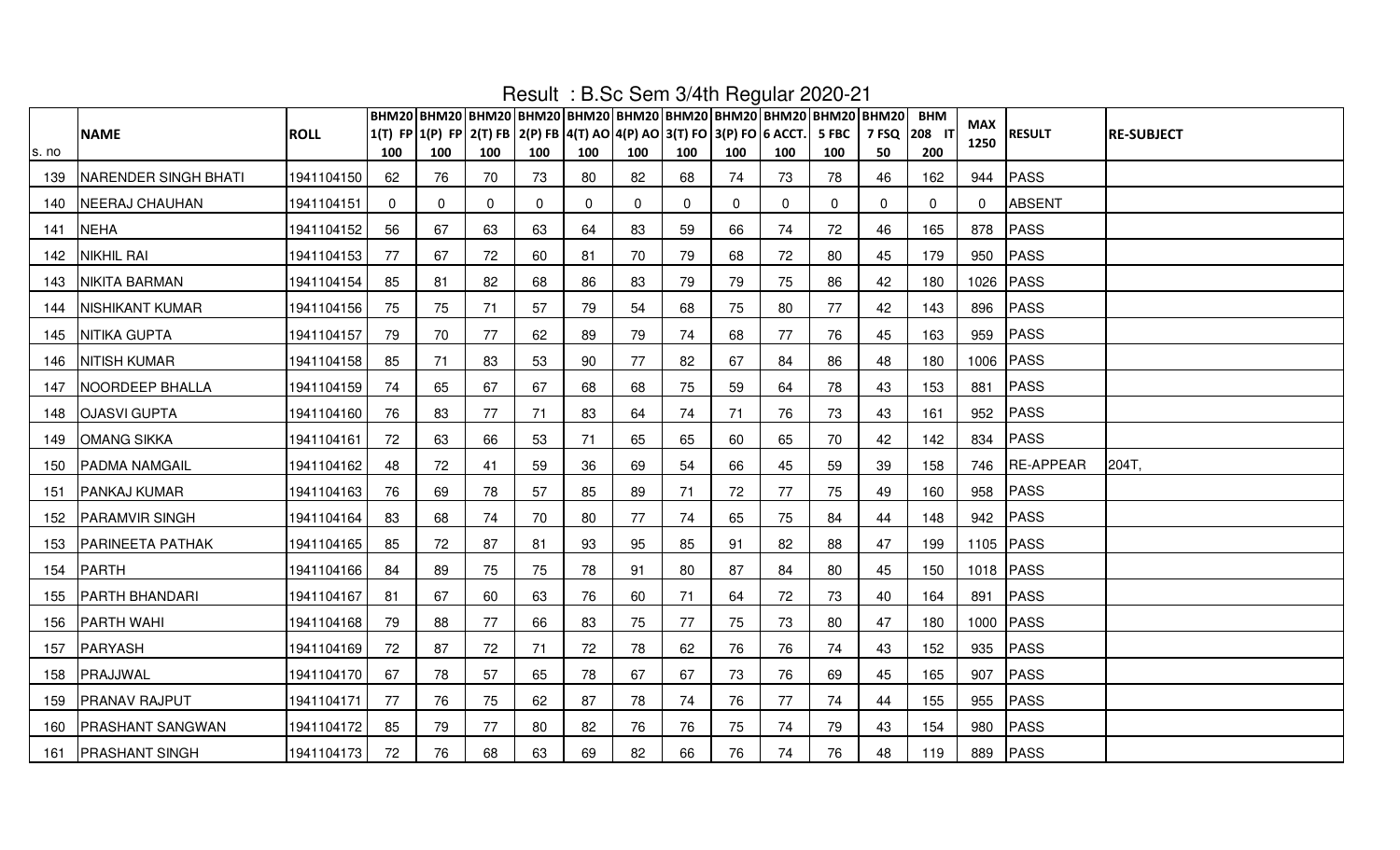# Result : B.Sc Sem 3/4th Regular 2020-21

| s. no | NAME | ROLL | BHM201(T) FP 100 | BHM201(P) FP 100 | BHM202(T) FB 100 | BHM202(P) FB 100 | BHM204(T) AO 100 | BHM204(P) AO 100 | BHM203(T) FO 100 | BHM203(P) FO 100 | BHM206 ACCT. 100 | BHM205 FBC 100 | BHM207 FSQ 50 | BHM 208 IT 200 | MAX 1250 | RESULT | RE-SUBJECT |
|---|---|---|---|---|---|---|---|---|---|---|---|---|---|---|---|---|---|
| 139 | NARENDER SINGH BHATI | 1941104150 | 62 | 76 | 70 | 73 | 80 | 82 | 68 | 74 | 73 | 78 | 46 | 162 | 944 | PASS | |
| 140 | NEERAJ CHAUHAN | 1941104151 | 0 | 0 | 0 | 0 | 0 | 0 | 0 | 0 | 0 | 0 | 0 | 0 | 0 | ABSENT | |
| 141 | NEHA | 1941104152 | 56 | 67 | 63 | 63 | 64 | 83 | 59 | 66 | 74 | 72 | 46 | 165 | 878 | PASS | |
| 142 | NIKHIL RAI | 1941104153 | 77 | 67 | 72 | 60 | 81 | 70 | 79 | 68 | 72 | 80 | 45 | 179 | 950 | PASS | |
| 143 | NIKITA BARMAN | 1941104154 | 85 | 81 | 82 | 68 | 86 | 83 | 79 | 79 | 75 | 86 | 42 | 180 | 1026 | PASS | |
| 144 | NISHIKANT KUMAR | 1941104156 | 75 | 75 | 71 | 57 | 79 | 54 | 68 | 75 | 80 | 77 | 42 | 143 | 896 | PASS | |
| 145 | NITIKA GUPTA | 1941104157 | 79 | 70 | 77 | 62 | 89 | 79 | 74 | 68 | 77 | 76 | 45 | 163 | 959 | PASS | |
| 146 | NITISH KUMAR | 1941104158 | 85 | 71 | 83 | 53 | 90 | 77 | 82 | 67 | 84 | 86 | 48 | 180 | 1006 | PASS | |
| 147 | NOORDEEP BHALLA | 1941104159 | 74 | 65 | 67 | 67 | 68 | 68 | 75 | 59 | 64 | 78 | 43 | 153 | 881 | PASS | |
| 148 | OJASVI GUPTA | 1941104160 | 76 | 83 | 77 | 71 | 83 | 64 | 74 | 71 | 76 | 73 | 43 | 161 | 952 | PASS | |
| 149 | OMANG SIKKA | 1941104161 | 72 | 63 | 66 | 53 | 71 | 65 | 65 | 60 | 65 | 70 | 42 | 142 | 834 | PASS | |
| 150 | PADMA NAMGAIL | 1941104162 | 48 | 72 | 41 | 59 | 36 | 69 | 54 | 66 | 45 | 59 | 39 | 158 | 746 | RE-APPEAR | 204T, |
| 151 | PANKAJ KUMAR | 1941104163 | 76 | 69 | 78 | 57 | 85 | 89 | 71 | 72 | 77 | 75 | 49 | 160 | 958 | PASS | |
| 152 | PARAMVIR SINGH | 1941104164 | 83 | 68 | 74 | 70 | 80 | 77 | 74 | 65 | 75 | 84 | 44 | 148 | 942 | PASS | |
| 153 | PARINEETA PATHAK | 1941104165 | 85 | 72 | 87 | 81 | 93 | 95 | 85 | 91 | 82 | 88 | 47 | 199 | 1105 | PASS | |
| 154 | PARTH | 1941104166 | 84 | 89 | 75 | 75 | 78 | 91 | 80 | 87 | 84 | 80 | 45 | 150 | 1018 | PASS | |
| 155 | PARTH BHANDARI | 1941104167 | 81 | 67 | 60 | 63 | 76 | 60 | 71 | 64 | 72 | 73 | 40 | 164 | 891 | PASS | |
| 156 | PARTH WAHI | 1941104168 | 79 | 88 | 77 | 66 | 83 | 75 | 77 | 75 | 73 | 80 | 47 | 180 | 1000 | PASS | |
| 157 | PARYASH | 1941104169 | 72 | 87 | 72 | 71 | 72 | 78 | 62 | 76 | 76 | 74 | 43 | 152 | 935 | PASS | |
| 158 | PRAJJWAL | 1941104170 | 67 | 78 | 57 | 65 | 78 | 67 | 67 | 73 | 76 | 69 | 45 | 165 | 907 | PASS | |
| 159 | PRANAV RAJPUT | 1941104171 | 77 | 76 | 75 | 62 | 87 | 78 | 74 | 76 | 77 | 74 | 44 | 155 | 955 | PASS | |
| 160 | PRASHANT SANGWAN | 1941104172 | 85 | 79 | 77 | 80 | 82 | 76 | 76 | 75 | 74 | 79 | 43 | 154 | 980 | PASS | |
| 161 | PRASHANT SINGH | 1941104173 | 72 | 76 | 68 | 63 | 69 | 82 | 66 | 76 | 74 | 76 | 48 | 119 | 889 | PASS | |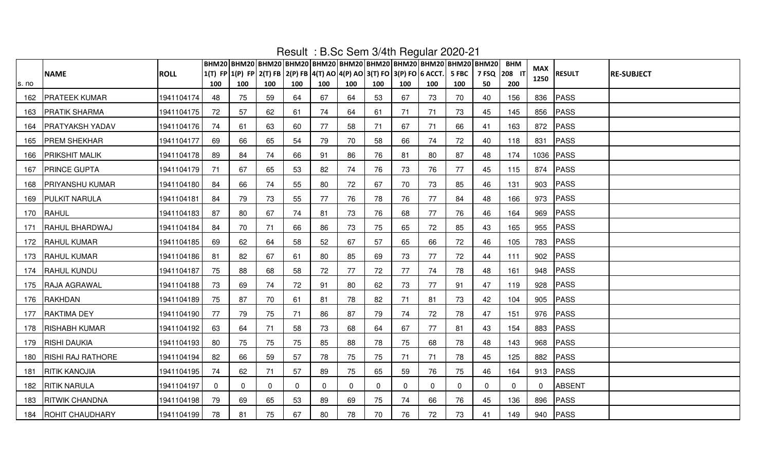Result : B.Sc Sem 3/4th Regular 2020-21

| s. no | NAME | ROLL | BHM201(T) FP 100 | BHM201(P) FP 100 | BHM202(T) FB 100 | BHM202(P) FB 100 | BHM204(T) AO 100 | BHM204(P) AO 100 | BHM203(T) FO 100 | BHM203(P) FO 100 | BHM206 ACCT. 100 | BHM205 FBC 100 | BHM207 FSQ 50 | BHM 208 IT 200 | MAX 1250 | RESULT | RE-SUBJECT |
|---|---|---|---|---|---|---|---|---|---|---|---|---|---|---|---|---|---|
| 162 | PRATEEK KUMAR | 1941104174 | 48 | 75 | 59 | 64 | 67 | 64 | 53 | 67 | 73 | 70 | 40 | 156 | 836 | PASS | |
| 163 | PRATIK SHARMA | 1941104175 | 72 | 57 | 62 | 61 | 74 | 64 | 61 | 71 | 71 | 73 | 45 | 145 | 856 | PASS | |
| 164 | PRATYAKSH YADAV | 1941104176 | 74 | 61 | 63 | 60 | 77 | 58 | 71 | 67 | 71 | 66 | 41 | 163 | 872 | PASS | |
| 165 | PREM SHEKHAR | 1941104177 | 69 | 66 | 65 | 54 | 79 | 70 | 58 | 66 | 74 | 72 | 40 | 118 | 831 | PASS | |
| 166 | PRIKSHIT MALIK | 1941104178 | 89 | 84 | 74 | 66 | 91 | 86 | 76 | 81 | 80 | 87 | 48 | 174 | 1036 | PASS | |
| 167 | PRINCE GUPTA | 1941104179 | 71 | 67 | 65 | 53 | 82 | 74 | 76 | 73 | 76 | 77 | 45 | 115 | 874 | PASS | |
| 168 | PRIYANSHU KUMAR | 1941104180 | 84 | 66 | 74 | 55 | 80 | 72 | 67 | 70 | 73 | 85 | 46 | 131 | 903 | PASS | |
| 169 | PULKIT NARULA | 1941104181 | 84 | 79 | 73 | 55 | 77 | 76 | 78 | 76 | 77 | 84 | 48 | 166 | 973 | PASS | |
| 170 | RAHUL | 1941104183 | 87 | 80 | 67 | 74 | 81 | 73 | 76 | 68 | 77 | 76 | 46 | 164 | 969 | PASS | |
| 171 | RAHUL BHARDWAJ | 1941104184 | 84 | 70 | 71 | 66 | 86 | 73 | 75 | 65 | 72 | 85 | 43 | 165 | 955 | PASS | |
| 172 | RAHUL KUMAR | 1941104185 | 69 | 62 | 64 | 58 | 52 | 67 | 57 | 65 | 66 | 72 | 46 | 105 | 783 | PASS | |
| 173 | RAHUL KUMAR | 1941104186 | 81 | 82 | 67 | 61 | 80 | 85 | 69 | 73 | 77 | 72 | 44 | 111 | 902 | PASS | |
| 174 | RAHUL KUNDU | 1941104187 | 75 | 88 | 68 | 58 | 72 | 77 | 72 | 77 | 74 | 78 | 48 | 161 | 948 | PASS | |
| 175 | RAJA AGRAWAL | 1941104188 | 73 | 69 | 74 | 72 | 91 | 80 | 62 | 73 | 77 | 91 | 47 | 119 | 928 | PASS | |
| 176 | RAKHDAN | 1941104189 | 75 | 87 | 70 | 61 | 81 | 78 | 82 | 71 | 81 | 73 | 42 | 104 | 905 | PASS | |
| 177 | RAKTIMA DEY | 1941104190 | 77 | 79 | 75 | 71 | 86 | 87 | 79 | 74 | 72 | 78 | 47 | 151 | 976 | PASS | |
| 178 | RISHABH KUMAR | 1941104192 | 63 | 64 | 71 | 58 | 73 | 68 | 64 | 67 | 77 | 81 | 43 | 154 | 883 | PASS | |
| 179 | RISHI DAUKIA | 1941104193 | 80 | 75 | 75 | 75 | 85 | 88 | 78 | 75 | 68 | 78 | 48 | 143 | 968 | PASS | |
| 180 | RISHI RAJ RATHORE | 1941104194 | 82 | 66 | 59 | 57 | 78 | 75 | 75 | 71 | 71 | 78 | 45 | 125 | 882 | PASS | |
| 181 | RITIK KANOJIA | 1941104195 | 74 | 62 | 71 | 57 | 89 | 75 | 65 | 59 | 76 | 75 | 46 | 164 | 913 | PASS | |
| 182 | RITIK NARULA | 1941104197 | 0 | 0 | 0 | 0 | 0 | 0 | 0 | 0 | 0 | 0 | 0 | 0 | 0 | ABSENT | |
| 183 | RITWIK CHANDNA | 1941104198 | 79 | 69 | 65 | 53 | 89 | 69 | 75 | 74 | 66 | 76 | 45 | 136 | 896 | PASS | |
| 184 | ROHIT CHAUDHARY | 1941104199 | 78 | 81 | 75 | 67 | 80 | 78 | 70 | 76 | 72 | 73 | 41 | 149 | 940 | PASS | |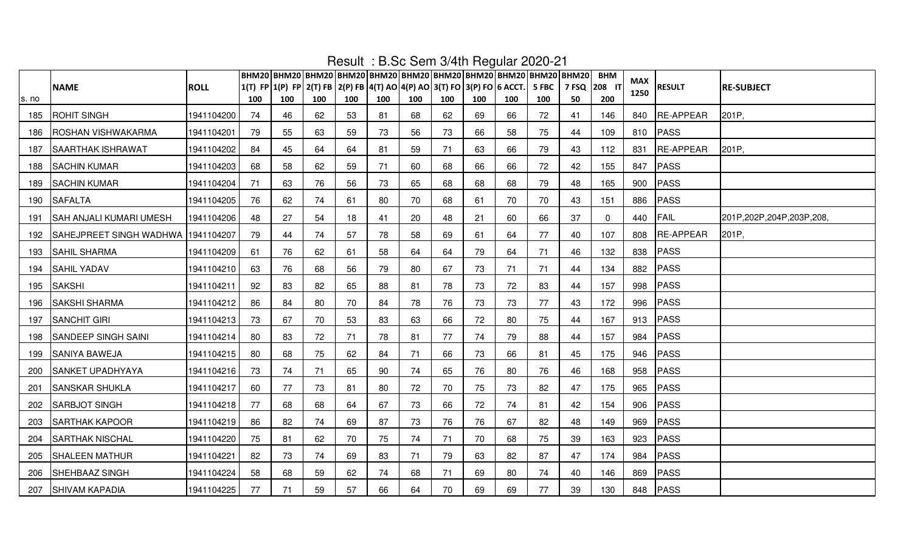# Result : B.Sc Sem 3/4th Regular 2020-21

| s. no | NAME | ROLL | BHM201(T) FP 100 | BHM201(P) FP 100 | BHM202(T) FB 100 | BHM202(P) FB 100 | BHM204(T) AO 100 | BHM204(P) AO 100 | BHM203(T) FO 100 | BHM203(P) FO 100 | BHM206 ACCT. 100 | BHM205 FBC 100 | BHM207 FSQ 50 | BHM208 IT 200 | MAX 1250 | RESULT | RE-SUBJECT |
|---|---|---|---|---|---|---|---|---|---|---|---|---|---|---|---|---|---|
| 185 | ROHIT SINGH | 1941104200 | 74 | 46 | 62 | 53 | 81 | 68 | 62 | 69 | 66 | 72 | 41 | 146 | 840 | RE-APPEAR | 201P, |
| 186 | ROSHAN VISHWAKARMA | 1941104201 | 79 | 55 | 63 | 59 | 73 | 56 | 73 | 66 | 58 | 75 | 44 | 109 | 810 | PASS | |
| 187 | SAARTHAK ISHRAWAT | 1941104202 | 84 | 45 | 64 | 64 | 81 | 59 | 71 | 63 | 66 | 79 | 43 | 112 | 831 | RE-APPEAR | 201P, |
| 188 | SACHIN KUMAR | 1941104203 | 68 | 58 | 62 | 59 | 71 | 60 | 68 | 66 | 66 | 72 | 42 | 155 | 847 | PASS | |
| 189 | SACHIN KUMAR | 1941104204 | 71 | 63 | 76 | 56 | 73 | 65 | 68 | 68 | 68 | 79 | 48 | 165 | 900 | PASS | |
| 190 | SAFALTA | 1941104205 | 76 | 62 | 74 | 61 | 80 | 70 | 68 | 61 | 70 | 70 | 43 | 151 | 886 | PASS | |
| 191 | SAH ANJALI KUMARI UMESH | 1941104206 | 48 | 27 | 54 | 18 | 41 | 20 | 48 | 21 | 60 | 66 | 37 | 0 | 440 | FAIL | 201P,202P,204P,203P,208, |
| 192 | SAHEJPREET SINGH WADHWA | 1941104207 | 79 | 44 | 74 | 57 | 78 | 58 | 69 | 61 | 64 | 77 | 40 | 107 | 808 | RE-APPEAR | 201P, |
| 193 | SAHIL SHARMA | 1941104209 | 61 | 76 | 62 | 61 | 58 | 64 | 64 | 79 | 64 | 71 | 46 | 132 | 838 | PASS | |
| 194 | SAHIL YADAV | 1941104210 | 63 | 76 | 68 | 56 | 79 | 80 | 67 | 73 | 71 | 71 | 44 | 134 | 882 | PASS | |
| 195 | SAKSHI | 1941104211 | 92 | 83 | 82 | 65 | 88 | 81 | 78 | 73 | 72 | 83 | 44 | 157 | 998 | PASS | |
| 196 | SAKSHI SHARMA | 1941104212 | 86 | 84 | 80 | 70 | 84 | 78 | 76 | 73 | 73 | 77 | 43 | 172 | 996 | PASS | |
| 197 | SANCHIT GIRI | 1941104213 | 73 | 67 | 70 | 53 | 83 | 63 | 66 | 72 | 80 | 75 | 44 | 167 | 913 | PASS | |
| 198 | SANDEEP SINGH SAINI | 1941104214 | 80 | 83 | 72 | 71 | 78 | 81 | 77 | 74 | 79 | 88 | 44 | 157 | 984 | PASS | |
| 199 | SANIYA BAWEJA | 1941104215 | 80 | 68 | 75 | 62 | 84 | 71 | 66 | 73 | 66 | 81 | 45 | 175 | 946 | PASS | |
| 200 | SANKET UPADHYAYA | 1941104216 | 73 | 74 | 71 | 65 | 90 | 74 | 65 | 76 | 80 | 76 | 46 | 168 | 958 | PASS | |
| 201 | SANSKAR SHUKLA | 1941104217 | 60 | 77 | 73 | 81 | 80 | 72 | 70 | 75 | 73 | 82 | 47 | 175 | 965 | PASS | |
| 202 | SARBJOT SINGH | 1941104218 | 77 | 68 | 68 | 64 | 67 | 73 | 66 | 72 | 74 | 81 | 42 | 154 | 906 | PASS | |
| 203 | SARTHAK KAPOOR | 1941104219 | 86 | 82 | 74 | 69 | 87 | 73 | 76 | 76 | 67 | 82 | 48 | 149 | 969 | PASS | |
| 204 | SARTHAK NISCHAL | 1941104220 | 75 | 81 | 62 | 70 | 75 | 74 | 71 | 70 | 68 | 75 | 39 | 163 | 923 | PASS | |
| 205 | SHALEEN MATHUR | 1941104221 | 82 | 73 | 74 | 69 | 83 | 71 | 79 | 63 | 82 | 87 | 47 | 174 | 984 | PASS | |
| 206 | SHEHBAAZ SINGH | 1941104224 | 58 | 68 | 59 | 62 | 74 | 68 | 71 | 69 | 80 | 74 | 40 | 146 | 869 | PASS | |
| 207 | SHIVAM KAPADIA | 1941104225 | 77 | 71 | 59 | 57 | 66 | 64 | 70 | 69 | 69 | 77 | 39 | 130 | 848 | PASS | |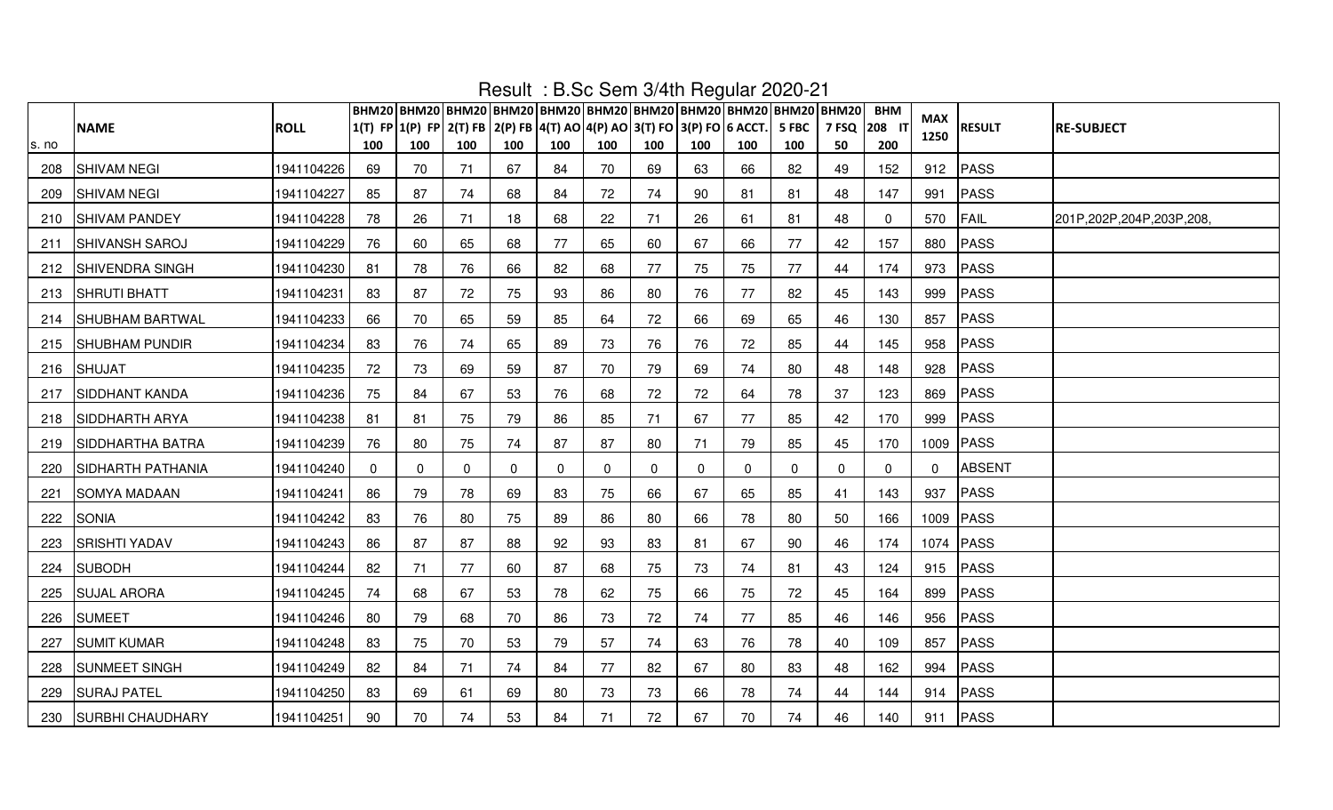# Result : B.Sc Sem 3/4th Regular 2020-21

| s. no | NAME | ROLL | BHM20 1(T) FP 100 | BHM20 1(P) FP 100 | BHM20 2(T) FB 100 | BHM20 2(P) FB 100 | BHM20 4(T) AO 100 | BHM20 4(P) AO 100 | BHM20 3(T) FO 100 | BHM20 3(P) FO 100 | BHM20 6 ACCT. 100 | BHM20 5 FBC 100 | BHM20 7 FSQ 50 | BHM 208 IT 200 | MAX 1250 | RESULT | RE-SUBJECT |
|---|---|---|---|---|---|---|---|---|---|---|---|---|---|---|---|---|---|
| 208 | SHIVAM NEGI | 1941104226 | 69 | 70 | 71 | 67 | 84 | 70 | 69 | 63 | 66 | 82 | 49 | 152 | 912 | PASS | |
| 209 | SHIVAM NEGI | 1941104227 | 85 | 87 | 74 | 68 | 84 | 72 | 74 | 90 | 81 | 81 | 48 | 147 | 991 | PASS | |
| 210 | SHIVAM PANDEY | 1941104228 | 78 | 26 | 71 | 18 | 68 | 22 | 71 | 26 | 61 | 81 | 48 | 0 | 570 | FAIL | 201P,202P,204P,203P,208, |
| 211 | SHIVANSH SAROJ | 1941104229 | 76 | 60 | 65 | 68 | 77 | 65 | 60 | 67 | 66 | 77 | 42 | 157 | 880 | PASS | |
| 212 | SHIVENDRA SINGH | 1941104230 | 81 | 78 | 76 | 66 | 82 | 68 | 77 | 75 | 75 | 77 | 44 | 174 | 973 | PASS | |
| 213 | SHRUTI BHATT | 1941104231 | 83 | 87 | 72 | 75 | 93 | 86 | 80 | 76 | 77 | 82 | 45 | 143 | 999 | PASS | |
| 214 | SHUBHAM BARTWAL | 1941104233 | 66 | 70 | 65 | 59 | 85 | 64 | 72 | 66 | 69 | 65 | 46 | 130 | 857 | PASS | |
| 215 | SHUBHAM PUNDIR | 1941104234 | 83 | 76 | 74 | 65 | 89 | 73 | 76 | 76 | 72 | 85 | 44 | 145 | 958 | PASS | |
| 216 | SHUJAT | 1941104235 | 72 | 73 | 69 | 59 | 87 | 70 | 79 | 69 | 74 | 80 | 48 | 148 | 928 | PASS | |
| 217 | SIDDHANT KANDA | 1941104236 | 75 | 84 | 67 | 53 | 76 | 68 | 72 | 72 | 64 | 78 | 37 | 123 | 869 | PASS | |
| 218 | SIDDHARTH ARYA | 1941104238 | 81 | 81 | 75 | 79 | 86 | 85 | 71 | 67 | 77 | 85 | 42 | 170 | 999 | PASS | |
| 219 | SIDDHARTHA BATRA | 1941104239 | 76 | 80 | 75 | 74 | 87 | 87 | 80 | 71 | 79 | 85 | 45 | 170 | 1009 | PASS | |
| 220 | SIDHARTH PATHANIA | 1941104240 | 0 | 0 | 0 | 0 | 0 | 0 | 0 | 0 | 0 | 0 | 0 | 0 | 0 | ABSENT | |
| 221 | SOMYA MADAAN | 1941104241 | 86 | 79 | 78 | 69 | 83 | 75 | 66 | 67 | 65 | 85 | 41 | 143 | 937 | PASS | |
| 222 | SONIA | 1941104242 | 83 | 76 | 80 | 75 | 89 | 86 | 80 | 66 | 78 | 80 | 50 | 166 | 1009 | PASS | |
| 223 | SRISHTI YADAV | 1941104243 | 86 | 87 | 87 | 88 | 92 | 93 | 83 | 81 | 67 | 90 | 46 | 174 | 1074 | PASS | |
| 224 | SUBODH | 1941104244 | 82 | 71 | 77 | 60 | 87 | 68 | 75 | 73 | 74 | 81 | 43 | 124 | 915 | PASS | |
| 225 | SUJAL ARORA | 1941104245 | 74 | 68 | 67 | 53 | 78 | 62 | 75 | 66 | 75 | 72 | 45 | 164 | 899 | PASS | |
| 226 | SUMEET | 1941104246 | 80 | 79 | 68 | 70 | 86 | 73 | 72 | 74 | 77 | 85 | 46 | 146 | 956 | PASS | |
| 227 | SUMIT KUMAR | 1941104248 | 83 | 75 | 70 | 53 | 79 | 57 | 74 | 63 | 76 | 78 | 40 | 109 | 857 | PASS | |
| 228 | SUNMEET SINGH | 1941104249 | 82 | 84 | 71 | 74 | 84 | 77 | 82 | 67 | 80 | 83 | 48 | 162 | 994 | PASS | |
| 229 | SURAJ PATEL | 1941104250 | 83 | 69 | 61 | 69 | 80 | 73 | 73 | 66 | 78 | 74 | 44 | 144 | 914 | PASS | |
| 230 | SURBHI CHAUDHARY | 1941104251 | 90 | 70 | 74 | 53 | 84 | 71 | 72 | 67 | 70 | 74 | 46 | 140 | 911 | PASS | |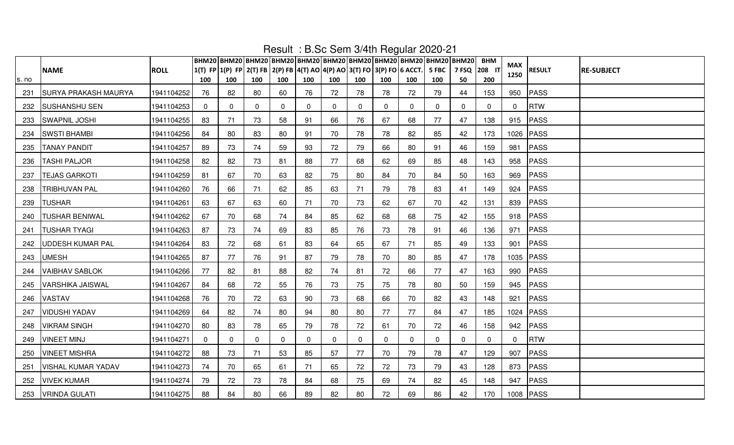# Result : B.Sc Sem 3/4th Regular 2020-21

| s. no | NAME | ROLL | BHM20 1(T) FP 100 | BHM20 1(P) FP 100 | BHM20 2(T) FB 100 | BHM20 2(P) FB 100 | BHM20 4(T) AO 100 | BHM20 4(P) AO 100 | BHM20 3(T) FO 100 | BHM20 3(P) FO 100 | BHM20 6 ACCT. 100 | BHM20 5 FBC 100 | BHM20 7 FSQ 50 | BHM 208 IT 200 | MAX 1250 | RESULT | RE-SUBJECT |
|---|---|---|---|---|---|---|---|---|---|---|---|---|---|---|---|---|---|
| 231 | SURYA PRAKASH MAURYA | 1941104252 | 76 | 82 | 80 | 60 | 76 | 72 | 78 | 78 | 72 | 79 | 44 | 153 | 950 | PASS | |
| 232 | SUSHANSHU SEN | 1941104253 | 0 | 0 | 0 | 0 | 0 | 0 | 0 | 0 | 0 | 0 | 0 | 0 | 0 | RTW | |
| 233 | SWAPNIL JOSHI | 1941104255 | 83 | 71 | 73 | 58 | 91 | 66 | 76 | 67 | 68 | 77 | 47 | 138 | 915 | PASS | |
| 234 | SWSTI BHAMBI | 1941104256 | 84 | 80 | 83 | 80 | 91 | 70 | 78 | 78 | 82 | 85 | 42 | 173 | 1026 | PASS | |
| 235 | TANAY PANDIT | 1941104257 | 89 | 73 | 74 | 59 | 93 | 72 | 79 | 66 | 80 | 91 | 46 | 159 | 981 | PASS | |
| 236 | TASHI PALJOR | 1941104258 | 82 | 82 | 73 | 81 | 88 | 77 | 68 | 62 | 69 | 85 | 48 | 143 | 958 | PASS | |
| 237 | TEJAS GARKOTI | 1941104259 | 81 | 67 | 70 | 63 | 82 | 75 | 80 | 84 | 70 | 84 | 50 | 163 | 969 | PASS | |
| 238 | TRIBHUVAN PAL | 1941104260 | 76 | 66 | 71 | 62 | 85 | 63 | 71 | 79 | 78 | 83 | 41 | 149 | 924 | PASS | |
| 239 | TUSHAR | 1941104261 | 63 | 67 | 63 | 60 | 71 | 70 | 73 | 62 | 67 | 70 | 42 | 131 | 839 | PASS | |
| 240 | TUSHAR BENIWAL | 1941104262 | 67 | 70 | 68 | 74 | 84 | 85 | 62 | 68 | 68 | 75 | 42 | 155 | 918 | PASS | |
| 241 | TUSHAR TYAGI | 1941104263 | 87 | 73 | 74 | 69 | 83 | 85 | 76 | 73 | 78 | 91 | 46 | 136 | 971 | PASS | |
| 242 | UDDESH KUMAR PAL | 1941104264 | 83 | 72 | 68 | 61 | 83 | 64 | 65 | 67 | 71 | 85 | 49 | 133 | 901 | PASS | |
| 243 | UMESH | 1941104265 | 87 | 77 | 76 | 91 | 87 | 79 | 78 | 70 | 80 | 85 | 47 | 178 | 1035 | PASS | |
| 244 | VAIBHAV SABLOK | 1941104266 | 77 | 82 | 81 | 88 | 82 | 74 | 81 | 72 | 66 | 77 | 47 | 163 | 990 | PASS | |
| 245 | VARSHIKA JAISWAL | 1941104267 | 84 | 68 | 72 | 55 | 76 | 73 | 75 | 75 | 78 | 80 | 50 | 159 | 945 | PASS | |
| 246 | VASTAV | 1941104268 | 76 | 70 | 72 | 63 | 90 | 73 | 68 | 66 | 70 | 82 | 43 | 148 | 921 | PASS | |
| 247 | VIDUSHI YADAV | 1941104269 | 64 | 82 | 74 | 80 | 94 | 80 | 80 | 77 | 77 | 84 | 47 | 185 | 1024 | PASS | |
| 248 | VIKRAM SINGH | 1941104270 | 80 | 83 | 78 | 65 | 79 | 78 | 72 | 61 | 70 | 72 | 46 | 158 | 942 | PASS | |
| 249 | VINEET MINJ | 1941104271 | 0 | 0 | 0 | 0 | 0 | 0 | 0 | 0 | 0 | 0 | 0 | 0 | 0 | RTW | |
| 250 | VINEET MISHRA | 1941104272 | 88 | 73 | 71 | 53 | 85 | 57 | 77 | 70 | 79 | 78 | 47 | 129 | 907 | PASS | |
| 251 | VISHAL KUMAR YADAV | 1941104273 | 74 | 70 | 65 | 61 | 71 | 65 | 72 | 72 | 73 | 79 | 43 | 128 | 873 | PASS | |
| 252 | VIVEK KUMAR | 1941104274 | 79 | 72 | 73 | 78 | 84 | 68 | 75 | 69 | 74 | 82 | 45 | 148 | 947 | PASS | |
| 253 | VRINDA GULATI | 1941104275 | 88 | 84 | 80 | 66 | 89 | 82 | 80 | 72 | 69 | 86 | 42 | 170 | 1008 | PASS | |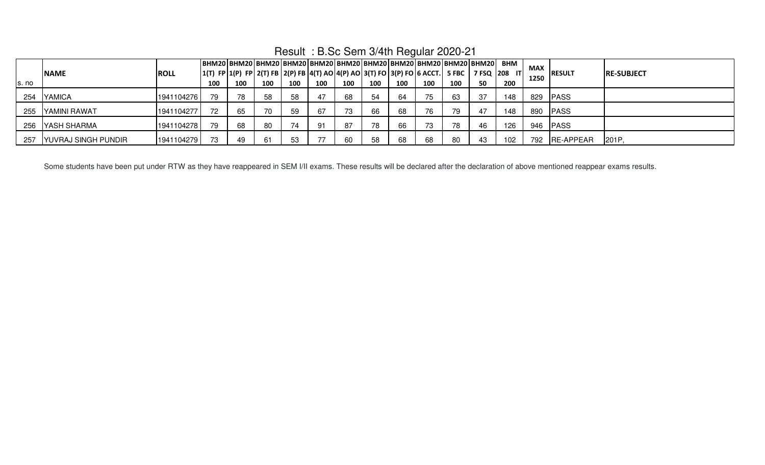# Result : B.Sc Sem 3/4th Regular 2020-21

| S. no | NAME | ROLL | BHM201(T) FP | BHM201(P) FP | BHM202(T) FB | BHM202(P) FB | BHM204(T) AO | BHM204(P) AO | BHM203(T) FO | BHM203(P) FO | BHM206 ACCT. | BHM205 FBC | BHM207 FSQ | BHM208 IT | MAX 1250 | RESULT | RE-SUBJECT |
|---|---|---|---|---|---|---|---|---|---|---|---|---|---|---|---|---|---|
| | | | 100 | 100 | 100 | 100 | 100 | 100 | 100 | 100 | 100 | 100 | 50 | 200 | | | |
| 254 | YAMICA | 1941104276 | 79 | 78 | 58 | 58 | 47 | 68 | 54 | 64 | 75 | 63 | 37 | 148 | 829 | PASS | |
| 255 | YAMINI RAWAT | 1941104277 | 72 | 65 | 70 | 59 | 67 | 73 | 66 | 68 | 76 | 79 | 47 | 148 | 890 | PASS | |
| 256 | YASH SHARMA | 1941104278 | 79 | 68 | 80 | 74 | 91 | 87 | 78 | 66 | 73 | 78 | 46 | 126 | 946 | PASS | |
| 257 | YUVRAJ SINGH PUNDIR | 1941104279 | 73 | 49 | 61 | 53 | 77 | 60 | 58 | 68 | 68 | 80 | 43 | 102 | 792 | RE-APPEAR | 201P, |

Some students have been put under RTW as they have reappeared in SEM I/II exams. These results will be declared after the declaration of above mentioned reappear exams results.